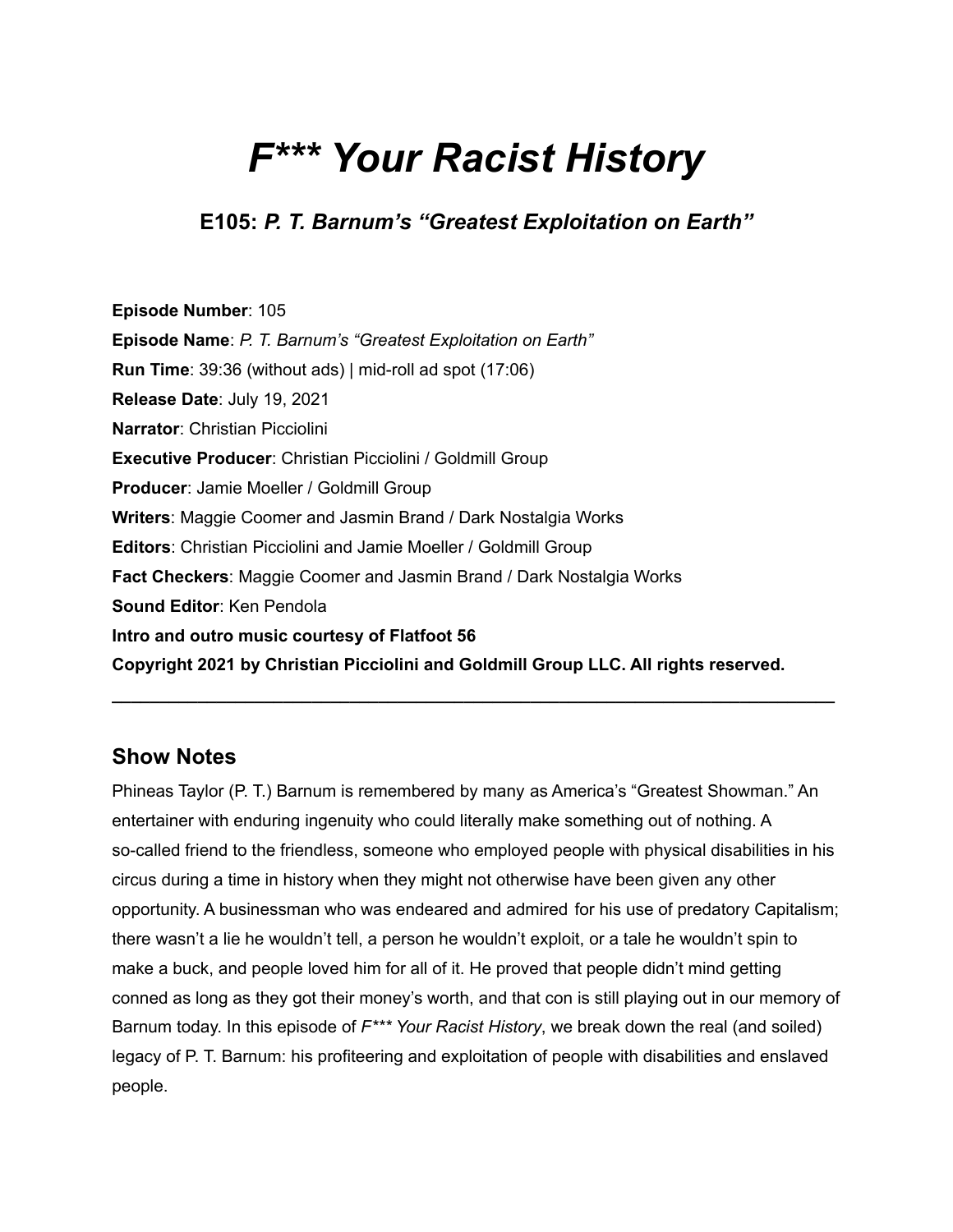# *F\*\*\* Your Racist History*

## E105: *P. T. Barnum's "Greatest Exploitation on Earth"*

**Episode Number**: 105
**Episode Name**: *P. T. Barnum's "Greatest Exploitation on Earth"*
**Run Time**: 39:36 (without ads) | mid-roll ad spot (17:06)
**Release Date**: July 19, 2021
**Narrator**: Christian Picciolini
**Executive Producer**: Christian Picciolini / Goldmill Group
**Producer**: Jamie Moeller / Goldmill Group
**Writers**: Maggie Coomer and Jasmin Brand / Dark Nostalgia Works
**Editors**: Christian Picciolini and Jamie Moeller / Goldmill Group
**Fact Checkers**: Maggie Coomer and Jasmin Brand / Dark Nostalgia Works
**Sound Editor**: Ken Pendola
**Intro and outro music courtesy of Flatfoot 56**
**Copyright 2021 by Christian Picciolini and Goldmill Group LLC. All rights reserved.**

---

## Show Notes

Phineas Taylor (P. T.) Barnum is remembered by many as America's "Greatest Showman." An entertainer with enduring ingenuity who could literally make something out of nothing. A so-called friend to the friendless, someone who employed people with physical disabilities in his circus during a time in history when they might not otherwise have been given any other opportunity. A businessman who was endeared and admired for his use of predatory Capitalism; there wasn't a lie he wouldn't tell, a person he wouldn't exploit, or a tale he wouldn't spin to make a buck, and people loved him for all of it. He proved that people didn't mind getting conned as long as they got their money's worth, and that con is still playing out in our memory of Barnum today. In this episode of *F\*\*\* Your Racist History*, we break down the real (and soiled) legacy of P. T. Barnum: his profiteering and exploitation of people with disabilities and enslaved people.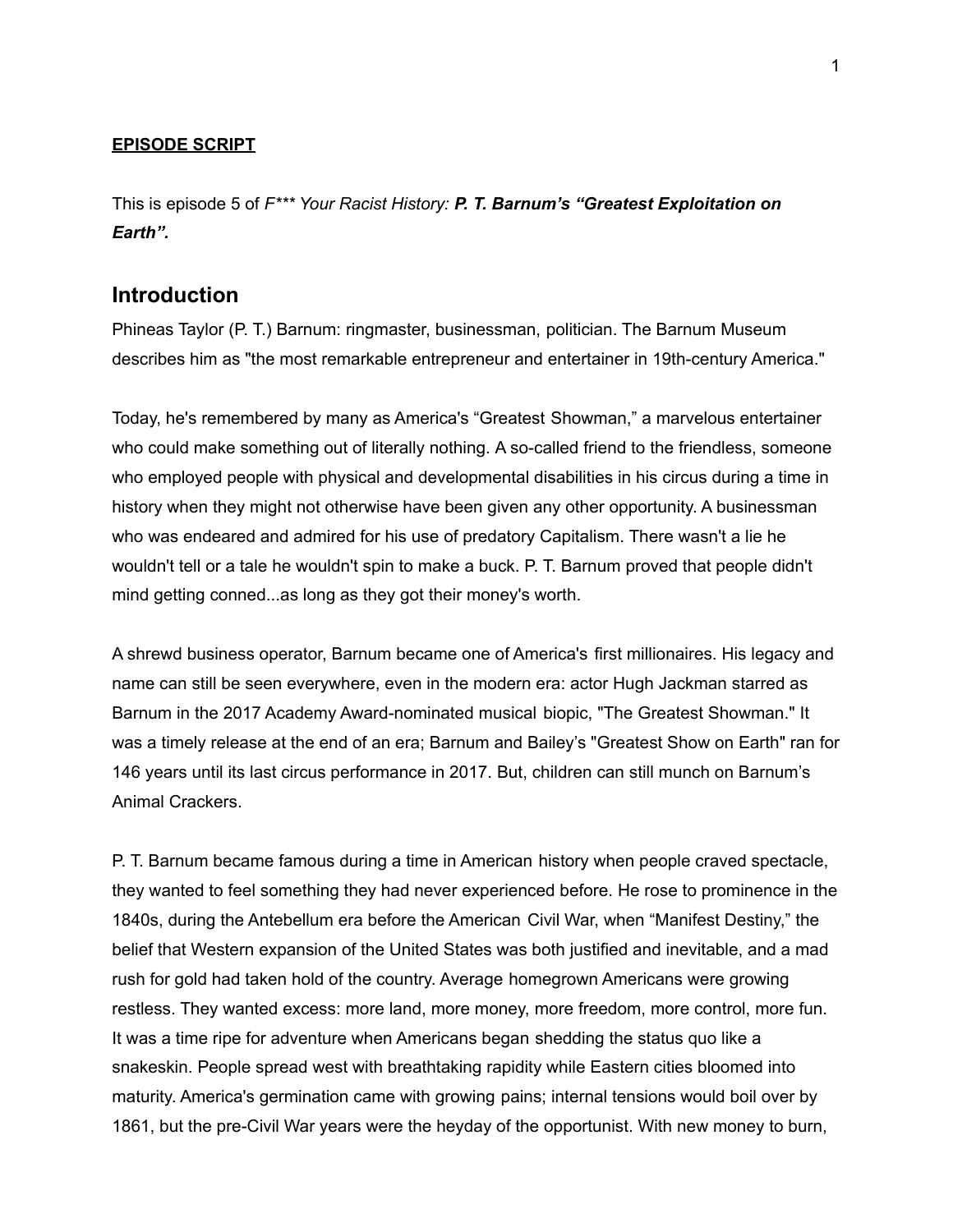**EPISODE SCRIPT**

This is episode 5 of *F*** Your Racist History:* ***P. T. Barnum's "Greatest Exploitation on Earth".***

## Introduction

Phineas Taylor (P. T.) Barnum: ringmaster, businessman, politician. The Barnum Museum describes him as "the most remarkable entrepreneur and entertainer in 19th-century America."

Today, he's remembered by many as America's "Greatest Showman," a marvelous entertainer who could make something out of literally nothing. A so-called friend to the friendless, someone who employed people with physical and developmental disabilities in his circus during a time in history when they might not otherwise have been given any other opportunity. A businessman who was endeared and admired for his use of predatory Capitalism. There wasn't a lie he wouldn't tell or a tale he wouldn't spin to make a buck. P. T. Barnum proved that people didn't mind getting conned...as long as they got their money's worth.

A shrewd business operator, Barnum became one of America's first millionaires. His legacy and name can still be seen everywhere, even in the modern era: actor Hugh Jackman starred as Barnum in the 2017 Academy Award-nominated musical biopic, "The Greatest Showman." It was a timely release at the end of an era; Barnum and Bailey's "Greatest Show on Earth" ran for 146 years until its last circus performance in 2017. But, children can still munch on Barnum's Animal Crackers.

P. T. Barnum became famous during a time in American history when people craved spectacle, they wanted to feel something they had never experienced before. He rose to prominence in the 1840s, during the Antebellum era before the American Civil War, when "Manifest Destiny," the belief that Western expansion of the United States was both justified and inevitable, and a mad rush for gold had taken hold of the country. Average homegrown Americans were growing restless. They wanted excess: more land, more money, more freedom, more control, more fun. It was a time ripe for adventure when Americans began shedding the status quo like a snakeskin. People spread west with breathtaking rapidity while Eastern cities bloomed into maturity. America's germination came with growing pains; internal tensions would boil over by 1861, but the pre-Civil War years were the heyday of the opportunist. With new money to burn,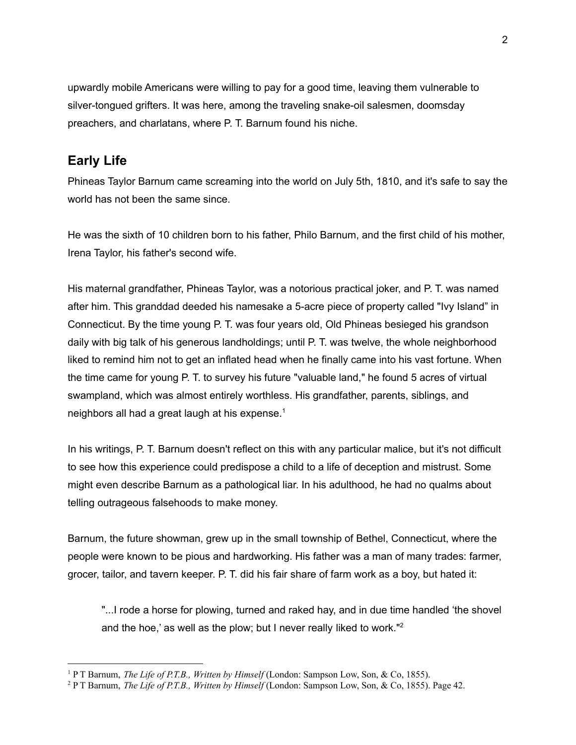upwardly mobile Americans were willing to pay for a good time, leaving them vulnerable to silver-tongued grifters. It was here, among the traveling snake-oil salesmen, doomsday preachers, and charlatans, where P. T. Barnum found his niche.

## Early Life

Phineas Taylor Barnum came screaming into the world on July 5th, 1810, and it's safe to say the world has not been the same since.

He was the sixth of 10 children born to his father, Philo Barnum, and the first child of his mother, Irena Taylor, his father's second wife.

His maternal grandfather, Phineas Taylor, was a notorious practical joker, and P. T. was named after him. This granddad deeded his namesake a 5-acre piece of property called "Ivy Island" in Connecticut. By the time young P. T. was four years old, Old Phineas besieged his grandson daily with big talk of his generous landholdings; until P. T. was twelve, the whole neighborhood liked to remind him not to get an inflated head when he finally came into his vast fortune. When the time came for young P. T. to survey his future "valuable land," he found 5 acres of virtual swampland, which was almost entirely worthless. His grandfather, parents, siblings, and neighbors all had a great laugh at his expense.[1]

In his writings, P. T. Barnum doesn't reflect on this with any particular malice, but it's not difficult to see how this experience could predispose a child to a life of deception and mistrust. Some might even describe Barnum as a pathological liar. In his adulthood, he had no qualms about telling outrageous falsehoods to make money.

Barnum, the future showman, grew up in the small township of Bethel, Connecticut, where the people were known to be pious and hardworking. His father was a man of many trades: farmer, grocer, tailor, and tavern keeper. P. T. did his fair share of farm work as a boy, but hated it:

> "...I rode a horse for plowing, turned and raked hay, and in due time handled 'the shovel and the hoe,' as well as the plow; but I never really liked to work."[2]

---

[1] P T Barnum, *The Life of P.T.B., Written by Himself* (London: Sampson Low, Son, & Co, 1855).

[2] P T Barnum, *The Life of P.T.B., Written by Himself* (London: Sampson Low, Son, & Co, 1855). Page 42.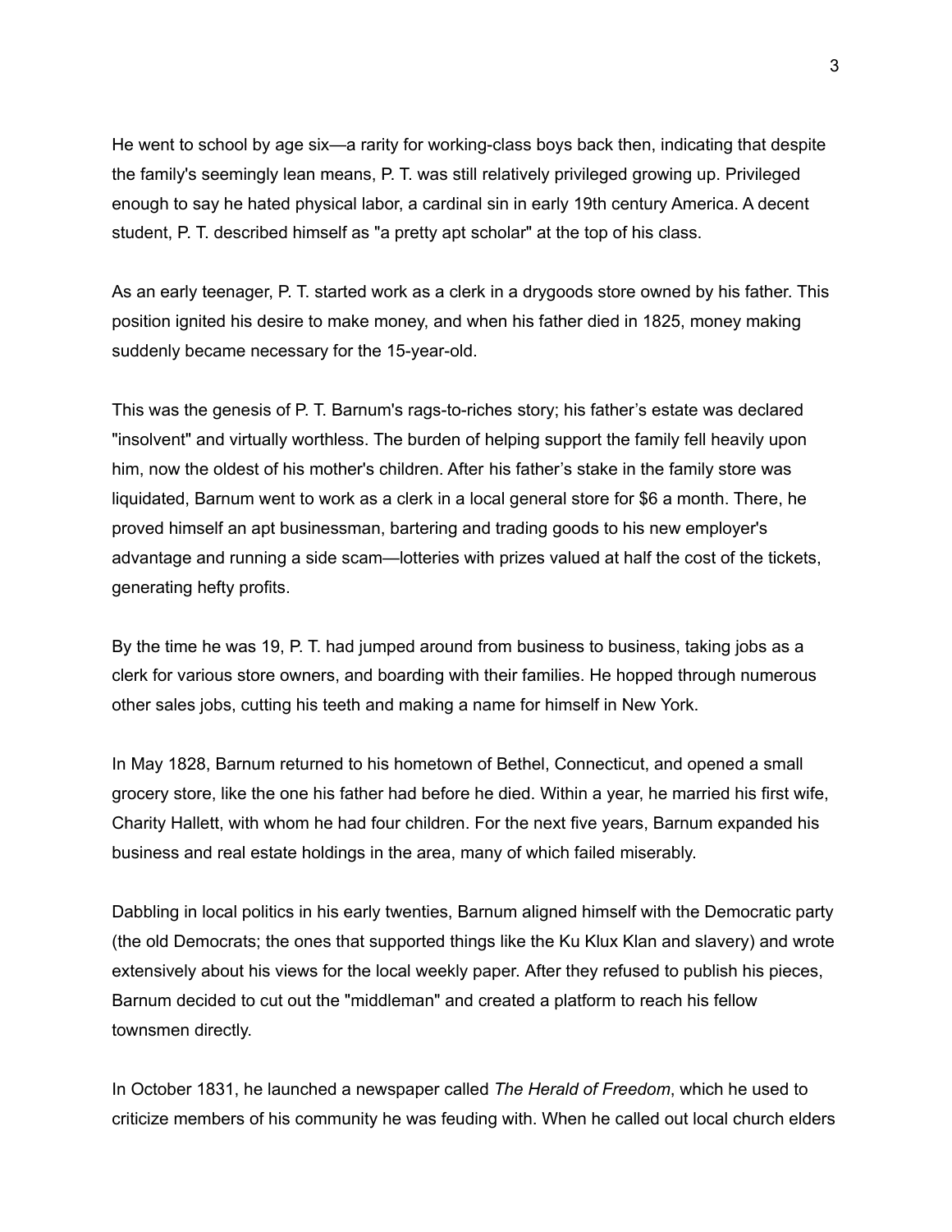He went to school by age six—a rarity for working-class boys back then, indicating that despite the family's seemingly lean means, P. T. was still relatively privileged growing up. Privileged enough to say he hated physical labor, a cardinal sin in early 19th century America. A decent student, P. T. described himself as "a pretty apt scholar" at the top of his class.

As an early teenager, P. T. started work as a clerk in a drygoods store owned by his father. This position ignited his desire to make money, and when his father died in 1825, money making suddenly became necessary for the 15-year-old.

This was the genesis of P. T. Barnum's rags-to-riches story; his father's estate was declared "insolvent" and virtually worthless. The burden of helping support the family fell heavily upon him, now the oldest of his mother's children. After his father's stake in the family store was liquidated, Barnum went to work as a clerk in a local general store for $6 a month. There, he proved himself an apt businessman, bartering and trading goods to his new employer's advantage and running a side scam—lotteries with prizes valued at half the cost of the tickets, generating hefty profits.

By the time he was 19, P. T. had jumped around from business to business, taking jobs as a clerk for various store owners, and boarding with their families. He hopped through numerous other sales jobs, cutting his teeth and making a name for himself in New York.

In May 1828, Barnum returned to his hometown of Bethel, Connecticut, and opened a small grocery store, like the one his father had before he died. Within a year, he married his first wife, Charity Hallett, with whom he had four children. For the next five years, Barnum expanded his business and real estate holdings in the area, many of which failed miserably.

Dabbling in local politics in his early twenties, Barnum aligned himself with the Democratic party (the old Democrats; the ones that supported things like the Ku Klux Klan and slavery) and wrote extensively about his views for the local weekly paper. After they refused to publish his pieces, Barnum decided to cut out the "middleman" and created a platform to reach his fellow townsmen directly.

In October 1831, he launched a newspaper called *The Herald of Freedom*, which he used to criticize members of his community he was feuding with. When he called out local church elders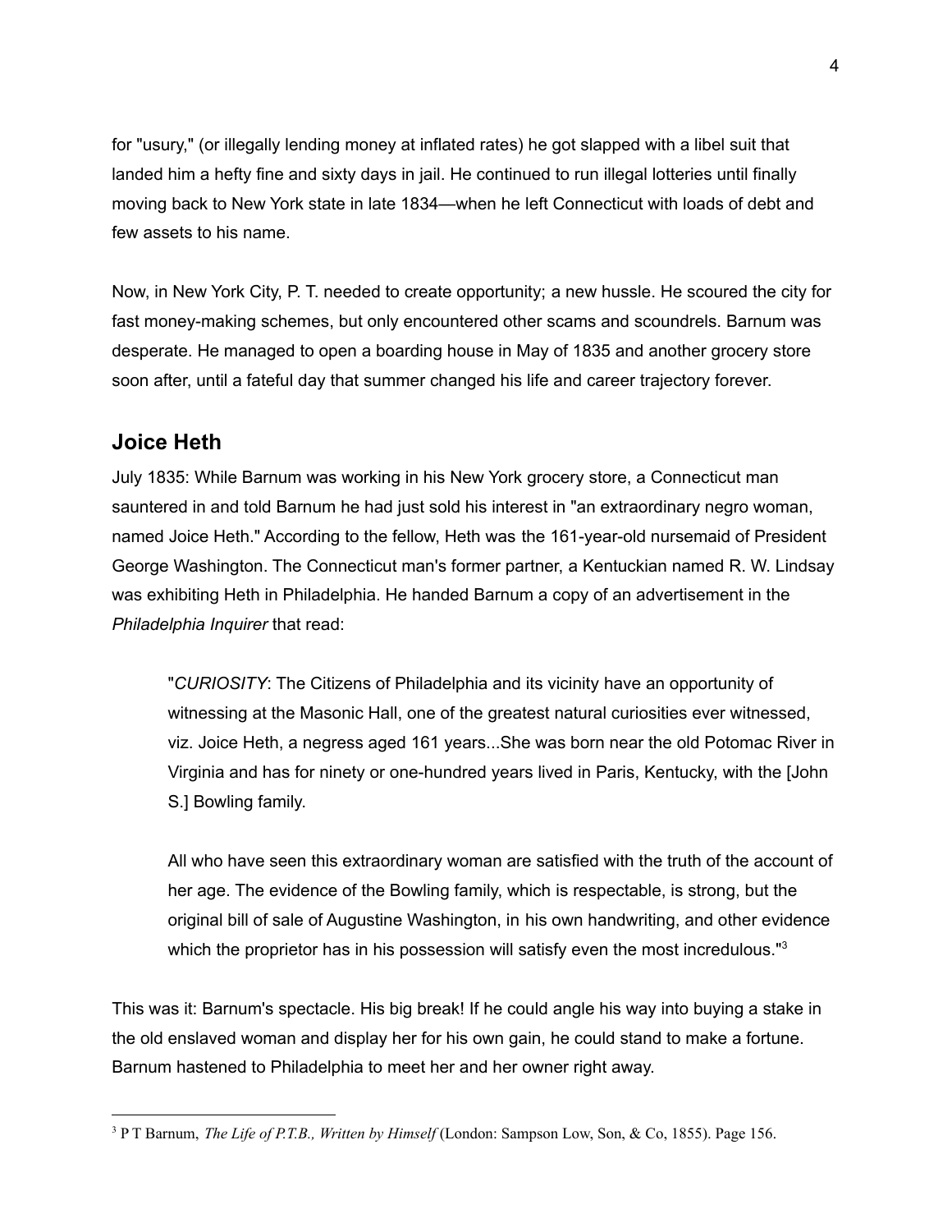for "usury," (or illegally lending money at inflated rates) he got slapped with a libel suit that landed him a hefty fine and sixty days in jail. He continued to run illegal lotteries until finally moving back to New York state in late 1834—when he left Connecticut with loads of debt and few assets to his name.

Now, in New York City, P. T. needed to create opportunity; a new hussle. He scoured the city for fast money-making schemes, but only encountered other scams and scoundrels. Barnum was desperate. He managed to open a boarding house in May of 1835 and another grocery store soon after, until a fateful day that summer changed his life and career trajectory forever.

## Joice Heth

July 1835: While Barnum was working in his New York grocery store, a Connecticut man sauntered in and told Barnum he had just sold his interest in "an extraordinary negro woman, named Joice Heth." According to the fellow, Heth was the 161-year-old nursemaid of President George Washington. The Connecticut man's former partner, a Kentuckian named R. W. Lindsay was exhibiting Heth in Philadelphia. He handed Barnum a copy of an advertisement in the *Philadelphia Inquirer* that read:

> "*CURIOSITY*: The Citizens of Philadelphia and its vicinity have an opportunity of witnessing at the Masonic Hall, one of the greatest natural curiosities ever witnessed, viz. Joice Heth, a negress aged 161 years...She was born near the old Potomac River in Virginia and has for ninety or one-hundred years lived in Paris, Kentucky, with the [John S.] Bowling family.
>
> All who have seen this extraordinary woman are satisfied with the truth of the account of her age. The evidence of the Bowling family, which is respectable, is strong, but the original bill of sale of Augustine Washington, in his own handwriting, and other evidence which the proprietor has in his possession will satisfy even the most incredulous."[3]

This was it: Barnum's spectacle. His big break! If he could angle his way into buying a stake in the old enslaved woman and display her for his own gain, he could stand to make a fortune. Barnum hastened to Philadelphia to meet her and her owner right away.

---

[3] P T Barnum, *The Life of P.T.B., Written by Himself* (London: Sampson Low, Son, & Co, 1855). Page 156.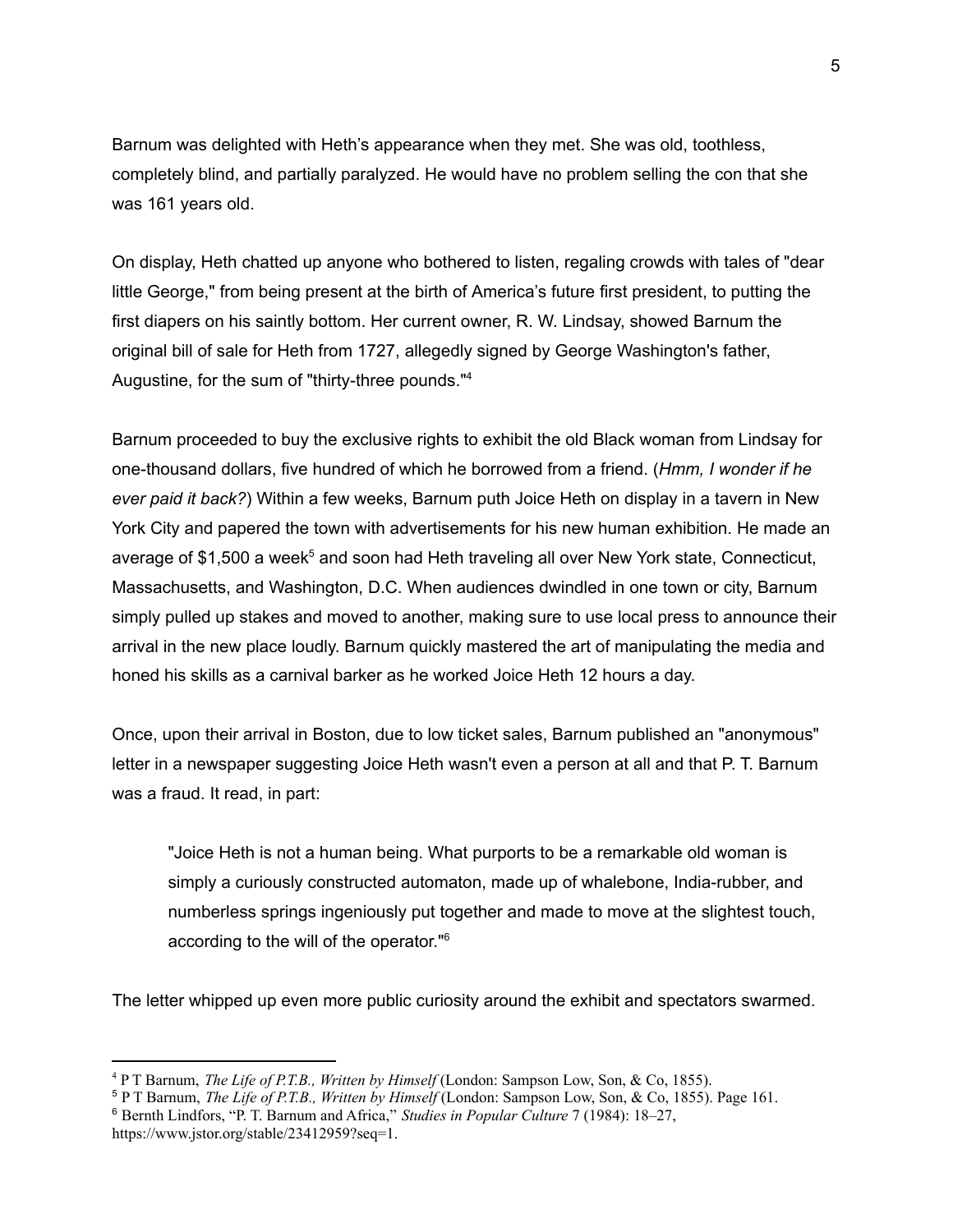Barnum was delighted with Heth's appearance when they met. She was old, toothless, completely blind, and partially paralyzed. He would have no problem selling the con that she was 161 years old.

On display, Heth chatted up anyone who bothered to listen, regaling crowds with tales of "dear little George," from being present at the birth of America's future first president, to putting the first diapers on his saintly bottom. Her current owner, R. W. Lindsay, showed Barnum the original bill of sale for Heth from 1727, allegedly signed by George Washington's father, Augustine, for the sum of "thirty-three pounds."[4]

Barnum proceeded to buy the exclusive rights to exhibit the old Black woman from Lindsay for one-thousand dollars, five hundred of which he borrowed from a friend. (*Hmm, I wonder if he ever paid it back?*) Within a few weeks, Barnum puth Joice Heth on display in a tavern in New York City and papered the town with advertisements for his new human exhibition. He made an average of $1,500 a week[5] and soon had Heth traveling all over New York state, Connecticut, Massachusetts, and Washington, D.C. When audiences dwindled in one town or city, Barnum simply pulled up stakes and moved to another, making sure to use local press to announce their arrival in the new place loudly. Barnum quickly mastered the art of manipulating the media and honed his skills as a carnival barker as he worked Joice Heth 12 hours a day.

Once, upon their arrival in Boston, due to low ticket sales, Barnum published an "anonymous" letter in a newspaper suggesting Joice Heth wasn't even a person at all and that P. T. Barnum was a fraud. It read, in part:

> "Joice Heth is not a human being. What purports to be a remarkable old woman is simply a curiously constructed automaton, made up of whalebone, India-rubber, and numberless springs ingeniously put together and made to move at the slightest touch, according to the will of the operator."[6]

The letter whipped up even more public curiosity around the exhibit and spectators swarmed.

---

[4] P T Barnum, *The Life of P.T.B., Written by Himself* (London: Sampson Low, Son, & Co, 1855).

[5] P T Barnum, *The Life of P.T.B., Written by Himself* (London: Sampson Low, Son, & Co, 1855). Page 161.

[6] Bernth Lindfors, "P. T. Barnum and Africa," *Studies in Popular Culture* 7 (1984): 18–27, https://www.jstor.org/stable/23412959?seq=1.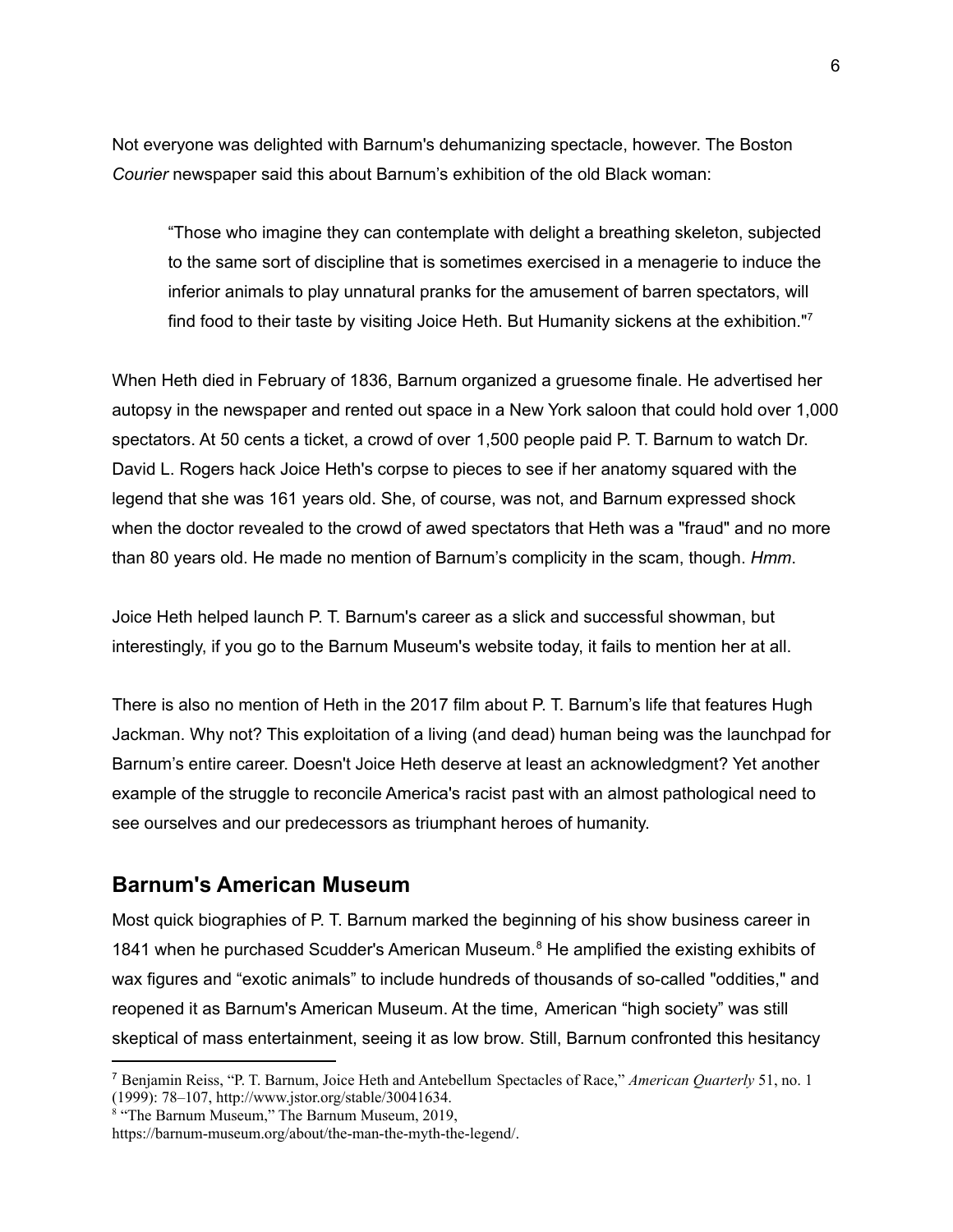Not everyone was delighted with Barnum's dehumanizing spectacle, however. The Boston *Courier* newspaper said this about Barnum's exhibition of the old Black woman:

> "Those who imagine they can contemplate with delight a breathing skeleton, subjected to the same sort of discipline that is sometimes exercised in a menagerie to induce the inferior animals to play unnatural pranks for the amusement of barren spectators, will find food to their taste by visiting Joice Heth. But Humanity sickens at the exhibition."[7]

When Heth died in February of 1836, Barnum organized a gruesome finale. He advertised her autopsy in the newspaper and rented out space in a New York saloon that could hold over 1,000 spectators. At 50 cents a ticket, a crowd of over 1,500 people paid P. T. Barnum to watch Dr. David L. Rogers hack Joice Heth's corpse to pieces to see if her anatomy squared with the legend that she was 161 years old. She, of course, was not, and Barnum expressed shock when the doctor revealed to the crowd of awed spectators that Heth was a "fraud" and no more than 80 years old. He made no mention of Barnum's complicity in the scam, though. *Hmm*.

Joice Heth helped launch P. T. Barnum's career as a slick and successful showman, but interestingly, if you go to the Barnum Museum's website today, it fails to mention her at all.

There is also no mention of Heth in the 2017 film about P. T. Barnum's life that features Hugh Jackman. Why not? This exploitation of a living (and dead) human being was the launchpad for Barnum's entire career. Doesn't Joice Heth deserve at least an acknowledgment? Yet another example of the struggle to reconcile America's racist past with an almost pathological need to see ourselves and our predecessors as triumphant heroes of humanity.

## Barnum's American Museum

Most quick biographies of P. T. Barnum marked the beginning of his show business career in 1841 when he purchased Scudder's American Museum.[8] He amplified the existing exhibits of wax figures and "exotic animals" to include hundreds of thousands of so-called "oddities," and reopened it as Barnum's American Museum. At the time, American "high society" was still skeptical of mass entertainment, seeing it as low brow. Still, Barnum confronted this hesitancy

---

[7] Benjamin Reiss, "P. T. Barnum, Joice Heth and Antebellum Spectacles of Race," *American Quarterly* 51, no. 1 (1999): 78–107, http://www.jstor.org/stable/30041634.

[8] "The Barnum Museum," The Barnum Museum, 2019, https://barnum-museum.org/about/the-man-the-myth-the-legend/.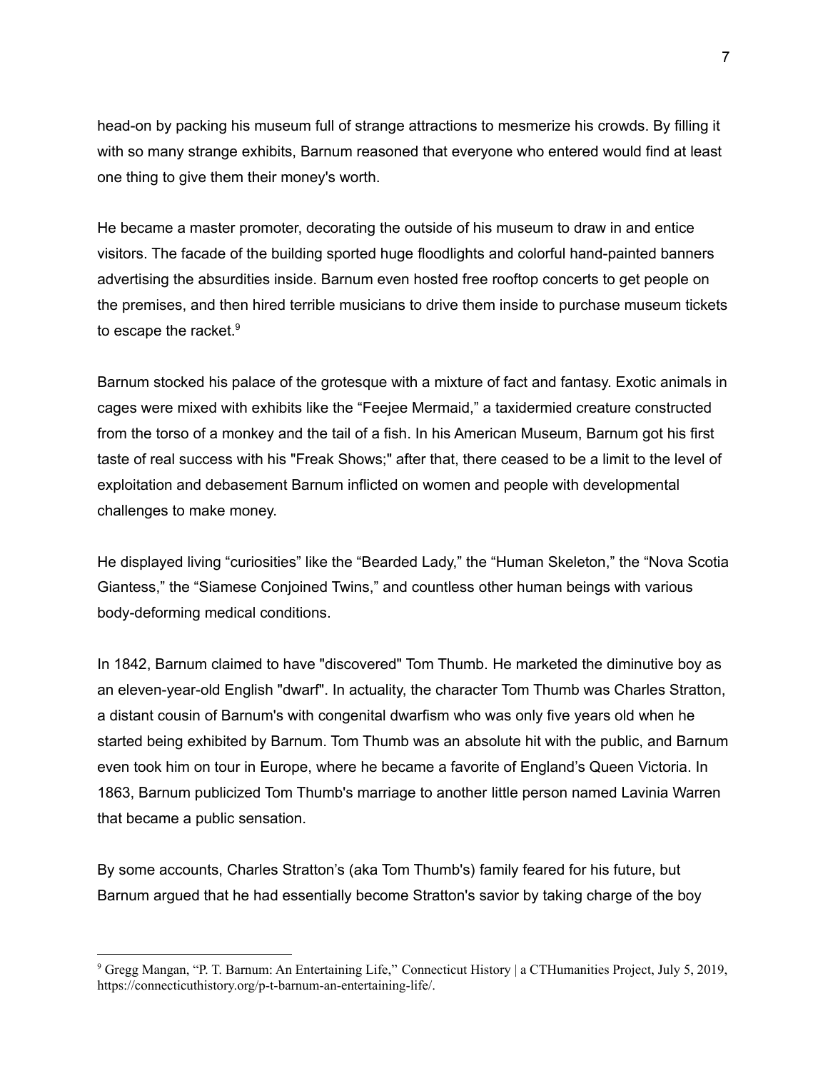head-on by packing his museum full of strange attractions to mesmerize his crowds. By filling it with so many strange exhibits, Barnum reasoned that everyone who entered would find at least one thing to give them their money's worth.

He became a master promoter, decorating the outside of his museum to draw in and entice visitors. The facade of the building sported huge floodlights and colorful hand-painted banners advertising the absurdities inside. Barnum even hosted free rooftop concerts to get people on the premises, and then hired terrible musicians to drive them inside to purchase museum tickets to escape the racket.[9]

Barnum stocked his palace of the grotesque with a mixture of fact and fantasy. Exotic animals in cages were mixed with exhibits like the "Feejee Mermaid," a taxidermied creature constructed from the torso of a monkey and the tail of a fish. In his American Museum, Barnum got his first taste of real success with his "Freak Shows;" after that, there ceased to be a limit to the level of exploitation and debasement Barnum inflicted on women and people with developmental challenges to make money.

He displayed living "curiosities" like the "Bearded Lady," the "Human Skeleton," the "Nova Scotia Giantess," the "Siamese Conjoined Twins," and countless other human beings with various body-deforming medical conditions.

In 1842, Barnum claimed to have "discovered" Tom Thumb. He marketed the diminutive boy as an eleven-year-old English "dwarf". In actuality, the character Tom Thumb was Charles Stratton, a distant cousin of Barnum's with congenital dwarfism who was only five years old when he started being exhibited by Barnum. Tom Thumb was an absolute hit with the public, and Barnum even took him on tour in Europe, where he became a favorite of England's Queen Victoria. In 1863, Barnum publicized Tom Thumb's marriage to another little person named Lavinia Warren that became a public sensation.

By some accounts, Charles Stratton's (aka Tom Thumb's) family feared for his future, but Barnum argued that he had essentially become Stratton's savior by taking charge of the boy

---

[9] Gregg Mangan, "P. T. Barnum: An Entertaining Life," Connecticut History | a CTHumanities Project, July 5, 2019, https://connecticuthistory.org/p-t-barnum-an-entertaining-life/.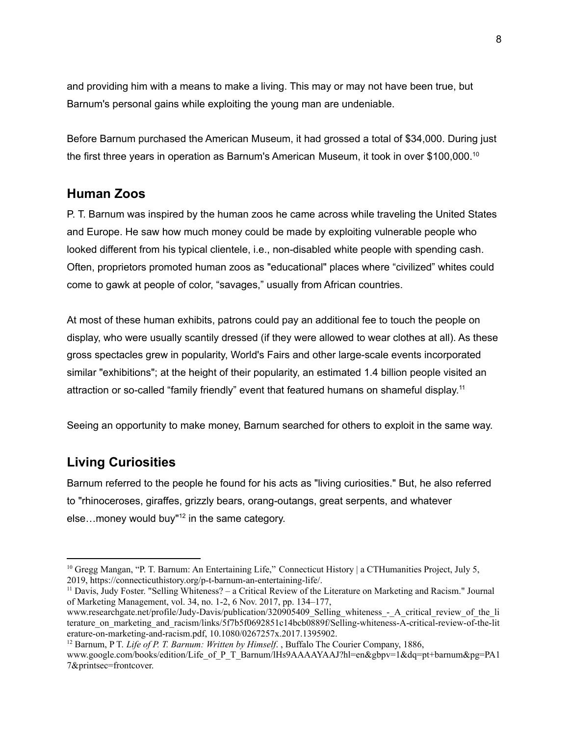and providing him with a means to make a living. This may or may not have been true, but Barnum's personal gains while exploiting the young man are undeniable.

Before Barnum purchased the American Museum, it had grossed a total of $34,000. During just the first three years in operation as Barnum's American Museum, it took in over $100,000.[10]

## Human Zoos

P. T. Barnum was inspired by the human zoos he came across while traveling the United States and Europe. He saw how much money could be made by exploiting vulnerable people who looked different from his typical clientele, i.e., non-disabled white people with spending cash. Often, proprietors promoted human zoos as "educational" places where “civilized” whites could come to gawk at people of color, “savages,” usually from African countries.

At most of these human exhibits, patrons could pay an additional fee to touch the people on display, who were usually scantily dressed (if they were allowed to wear clothes at all). As these gross spectacles grew in popularity, World's Fairs and other large-scale events incorporated similar "exhibitions"; at the height of their popularity, an estimated 1.4 billion people visited an attraction or so-called “family friendly” event that featured humans on shameful display.[11]

Seeing an opportunity to make money, Barnum searched for others to exploit in the same way.

## Living Curiosities

Barnum referred to the people he found for his acts as "living curiosities." But, he also referred to "rhinoceroses, giraffes, grizzly bears, orang-outangs, great serpents, and whatever else…money would buy"[12] in the same category.

---

[10] Gregg Mangan, “P. T. Barnum: An Entertaining Life,” Connecticut History | a CTHumanities Project, July 5, 2019, https://connecticuthistory.org/p-t-barnum-an-entertaining-life/.

[11] Davis, Judy Foster. "Selling Whiteness? – a Critical Review of the Literature on Marketing and Racism." Journal of Marketing Management, vol. 34, no. 1-2, 6 Nov. 2017, pp. 134–177, www.researchgate.net/profile/Judy-Davis/publication/320905409_Selling_whiteness_-_A_critical_review_of_the_literature_on_marketing_and_racism/links/5f7b5f0692851c14bcb0889f/Selling-whiteness-A-critical-review-of-the-literature-on-marketing-and-racism.pdf, 10.1080/0267257x.2017.1395902.

[12] Barnum, P T. *Life of P. T. Barnum: Written by Himself*. , Buffalo The Courier Company, 1886, www.google.com/books/edition/Life_of_P_T_Barnum/lHs9AAAAYAAJ?hl=en&gbpv=1&dq=pt+barnum&pg=PA17&printsec=frontcover.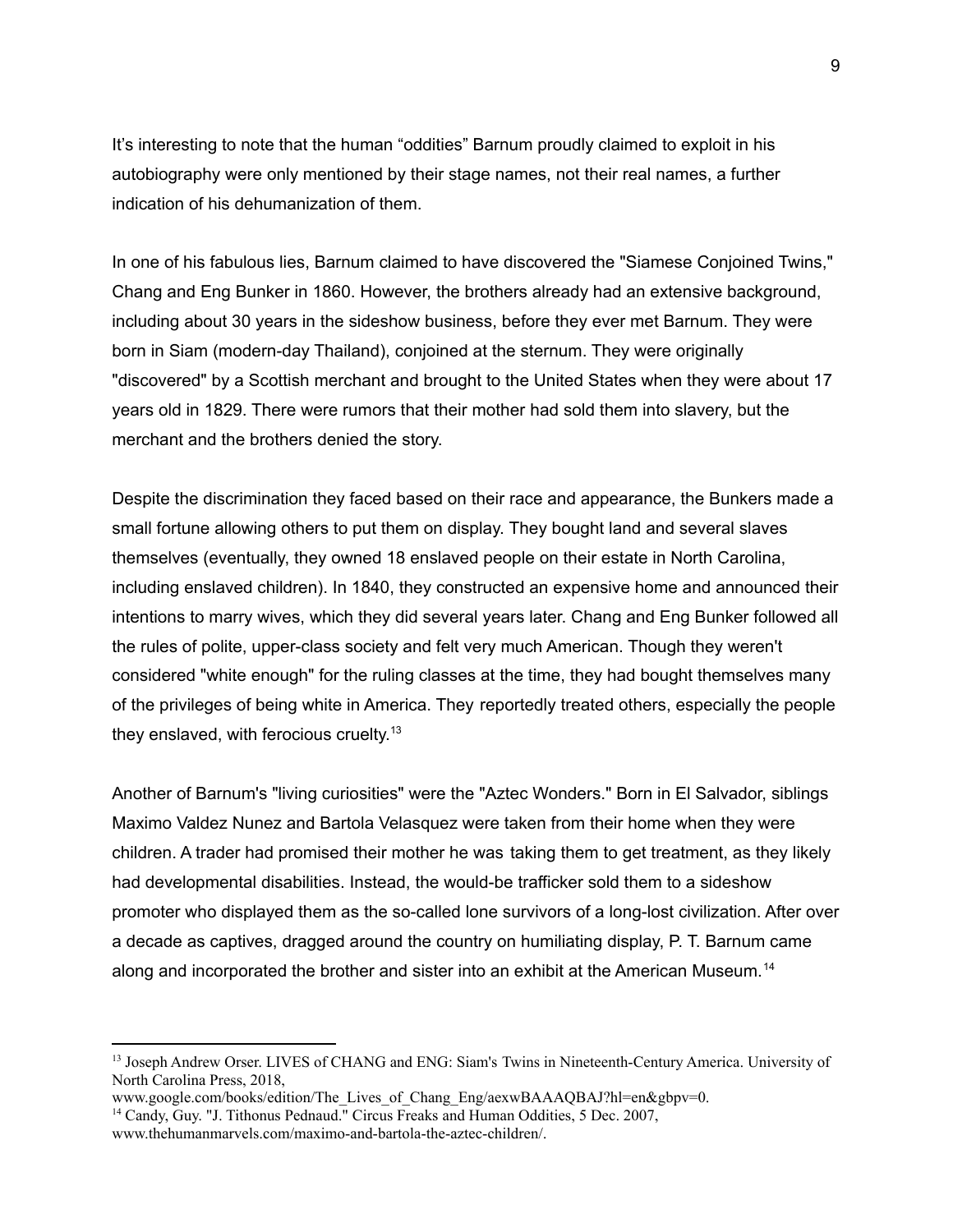It's interesting to note that the human "oddities" Barnum proudly claimed to exploit in his autobiography were only mentioned by their stage names, not their real names, a further indication of his dehumanization of them.

In one of his fabulous lies, Barnum claimed to have discovered the "Siamese Conjoined Twins," Chang and Eng Bunker in 1860. However, the brothers already had an extensive background, including about 30 years in the sideshow business, before they ever met Barnum. They were born in Siam (modern-day Thailand), conjoined at the sternum. They were originally "discovered" by a Scottish merchant and brought to the United States when they were about 17 years old in 1829. There were rumors that their mother had sold them into slavery, but the merchant and the brothers denied the story.

Despite the discrimination they faced based on their race and appearance, the Bunkers made a small fortune allowing others to put them on display. They bought land and several slaves themselves (eventually, they owned 18 enslaved people on their estate in North Carolina, including enslaved children). In 1840, they constructed an expensive home and announced their intentions to marry wives, which they did several years later. Chang and Eng Bunker followed all the rules of polite, upper-class society and felt very much American. Though they weren't considered "white enough" for the ruling classes at the time, they had bought themselves many of the privileges of being white in America. They reportedly treated others, especially the people they enslaved, with ferocious cruelty.[13]

Another of Barnum's "living curiosities" were the "Aztec Wonders." Born in El Salvador, siblings Maximo Valdez Nunez and Bartola Velasquez were taken from their home when they were children. A trader had promised their mother he was taking them to get treatment, as they likely had developmental disabilities. Instead, the would-be trafficker sold them to a sideshow promoter who displayed them as the so-called lone survivors of a long-lost civilization. After over a decade as captives, dragged around the country on humiliating display, P. T. Barnum came along and incorporated the brother and sister into an exhibit at the American Museum.[14]

---

[13] Joseph Andrew Orser. LIVES of CHANG and ENG: Siam's Twins in Nineteenth-Century America. University of North Carolina Press, 2018, www.google.com/books/edition/The_Lives_of_Chang_Eng/aexwBAAAQBAJ?hl=en&gbpv=0.

[14] Candy, Guy. "J. Tithonus Pednaud." Circus Freaks and Human Oddities, 5 Dec. 2007, www.thehumanmarvels.com/maximo-and-bartola-the-aztec-children/.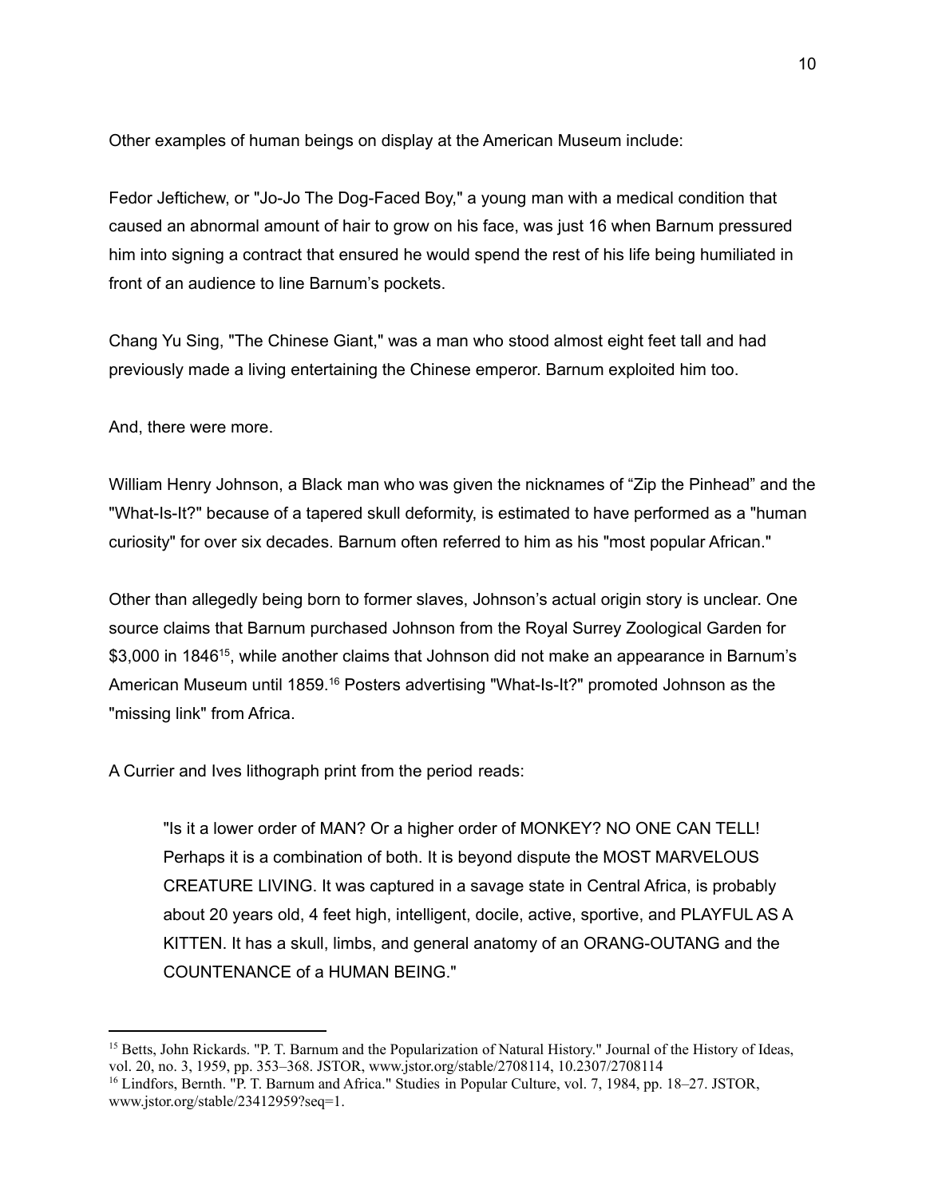Other examples of human beings on display at the American Museum include:

Fedor Jeftichew, or "Jo-Jo The Dog-Faced Boy," a young man with a medical condition that caused an abnormal amount of hair to grow on his face, was just 16 when Barnum pressured him into signing a contract that ensured he would spend the rest of his life being humiliated in front of an audience to line Barnum's pockets.

Chang Yu Sing, "The Chinese Giant," was a man who stood almost eight feet tall and had previously made a living entertaining the Chinese emperor. Barnum exploited him too.

And, there were more.

William Henry Johnson, a Black man who was given the nicknames of "Zip the Pinhead" and the "What-Is-It?" because of a tapered skull deformity, is estimated to have performed as a "human curiosity" for over six decades. Barnum often referred to him as his "most popular African."

Other than allegedly being born to former slaves, Johnson's actual origin story is unclear. One source claims that Barnum purchased Johnson from the Royal Surrey Zoological Garden for $3,000 in 1846[15], while another claims that Johnson did not make an appearance in Barnum's American Museum until 1859.[16] Posters advertising "What-Is-It?" promoted Johnson as the "missing link" from Africa.

A Currier and Ives lithograph print from the period reads:

> "Is it a lower order of MAN? Or a higher order of MONKEY? NO ONE CAN TELL! Perhaps it is a combination of both. It is beyond dispute the MOST MARVELOUS CREATURE LIVING. It was captured in a savage state in Central Africa, is probably about 20 years old, 4 feet high, intelligent, docile, active, sportive, and PLAYFUL AS A KITTEN. It has a skull, limbs, and general anatomy of an ORANG-OUTANG and the COUNTENANCE of a HUMAN BEING."

---

[15] Betts, John Rickards. "P. T. Barnum and the Popularization of Natural History." Journal of the History of Ideas, vol. 20, no. 3, 1959, pp. 353–368. JSTOR, www.jstor.org/stable/2708114, 10.2307/2708114

[16] Lindfors, Bernth. "P. T. Barnum and Africa." Studies in Popular Culture, vol. 7, 1984, pp. 18–27. JSTOR, www.jstor.org/stable/23412959?seq=1.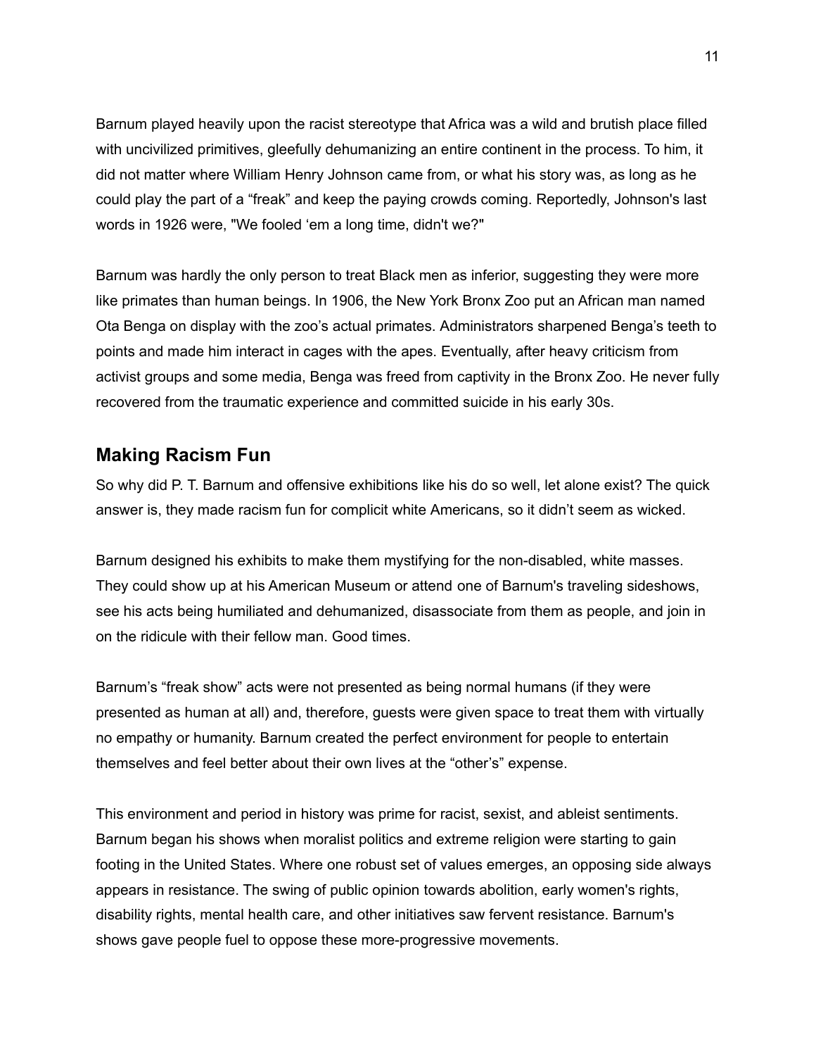Barnum played heavily upon the racist stereotype that Africa was a wild and brutish place filled with uncivilized primitives, gleefully dehumanizing an entire continent in the process. To him, it did not matter where William Henry Johnson came from, or what his story was, as long as he could play the part of a “freak” and keep the paying crowds coming. Reportedly, Johnson's last words in 1926 were, "We fooled ‘em a long time, didn't we?"

Barnum was hardly the only person to treat Black men as inferior, suggesting they were more like primates than human beings. In 1906, the New York Bronx Zoo put an African man named Ota Benga on display with the zoo’s actual primates. Administrators sharpened Benga’s teeth to points and made him interact in cages with the apes. Eventually, after heavy criticism from activist groups and some media, Benga was freed from captivity in the Bronx Zoo. He never fully recovered from the traumatic experience and committed suicide in his early 30s.

## Making Racism Fun

So why did P. T. Barnum and offensive exhibitions like his do so well, let alone exist? The quick answer is, they made racism fun for complicit white Americans, so it didn’t seem as wicked.

Barnum designed his exhibits to make them mystifying for the non-disabled, white masses. They could show up at his American Museum or attend one of Barnum's traveling sideshows, see his acts being humiliated and dehumanized, disassociate from them as people, and join in on the ridicule with their fellow man. Good times.

Barnum’s “freak show” acts were not presented as being normal humans (if they were presented as human at all) and, therefore, guests were given space to treat them with virtually no empathy or humanity. Barnum created the perfect environment for people to entertain themselves and feel better about their own lives at the “other’s” expense.

This environment and period in history was prime for racist, sexist, and ableist sentiments. Barnum began his shows when moralist politics and extreme religion were starting to gain footing in the United States. Where one robust set of values emerges, an opposing side always appears in resistance. The swing of public opinion towards abolition, early women's rights, disability rights, mental health care, and other initiatives saw fervent resistance. Barnum's shows gave people fuel to oppose these more-progressive movements.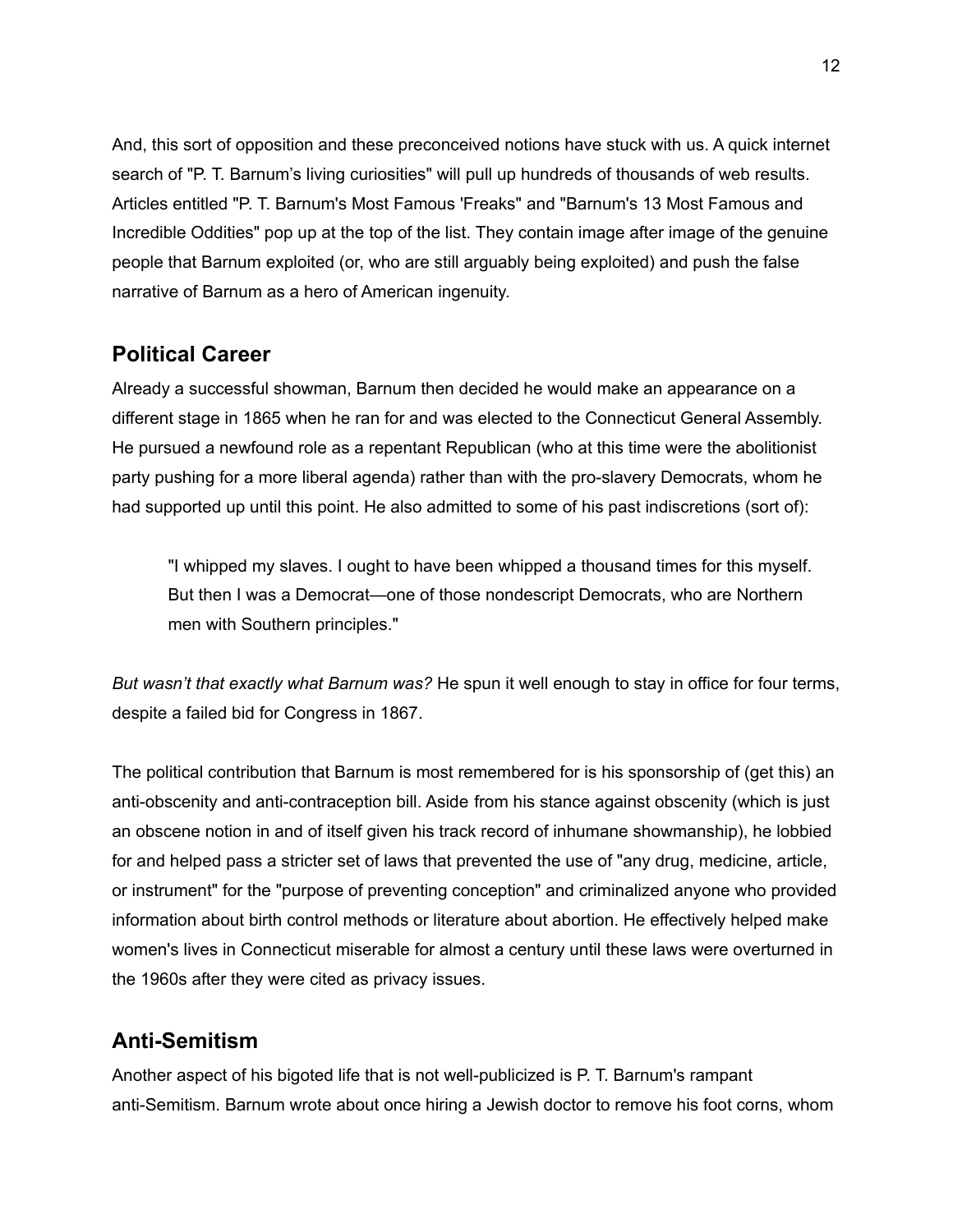And, this sort of opposition and these preconceived notions have stuck with us. A quick internet search of "P. T. Barnum's living curiosities" will pull up hundreds of thousands of web results. Articles entitled "P. T. Barnum's Most Famous 'Freaks" and "Barnum's 13 Most Famous and Incredible Oddities" pop up at the top of the list. They contain image after image of the genuine people that Barnum exploited (or, who are still arguably being exploited) and push the false narrative of Barnum as a hero of American ingenuity.

## Political Career

Already a successful showman, Barnum then decided he would make an appearance on a different stage in 1865 when he ran for and was elected to the Connecticut General Assembly. He pursued a newfound role as a repentant Republican (who at this time were the abolitionist party pushing for a more liberal agenda) rather than with the pro-slavery Democrats, whom he had supported up until this point. He also admitted to some of his past indiscretions (sort of):

> "I whipped my slaves. I ought to have been whipped a thousand times for this myself. But then I was a Democrat—one of those nondescript Democrats, who are Northern men with Southern principles."

*But wasn't that exactly what Barnum was?* He spun it well enough to stay in office for four terms, despite a failed bid for Congress in 1867.

The political contribution that Barnum is most remembered for is his sponsorship of (get this) an anti-obscenity and anti-contraception bill. Aside from his stance against obscenity (which is just an obscene notion in and of itself given his track record of inhumane showmanship), he lobbied for and helped pass a stricter set of laws that prevented the use of "any drug, medicine, article, or instrument" for the "purpose of preventing conception" and criminalized anyone who provided information about birth control methods or literature about abortion. He effectively helped make women's lives in Connecticut miserable for almost a century until these laws were overturned in the 1960s after they were cited as privacy issues.

## Anti-Semitism

Another aspect of his bigoted life that is not well-publicized is P. T. Barnum's rampant anti-Semitism. Barnum wrote about once hiring a Jewish doctor to remove his foot corns, whom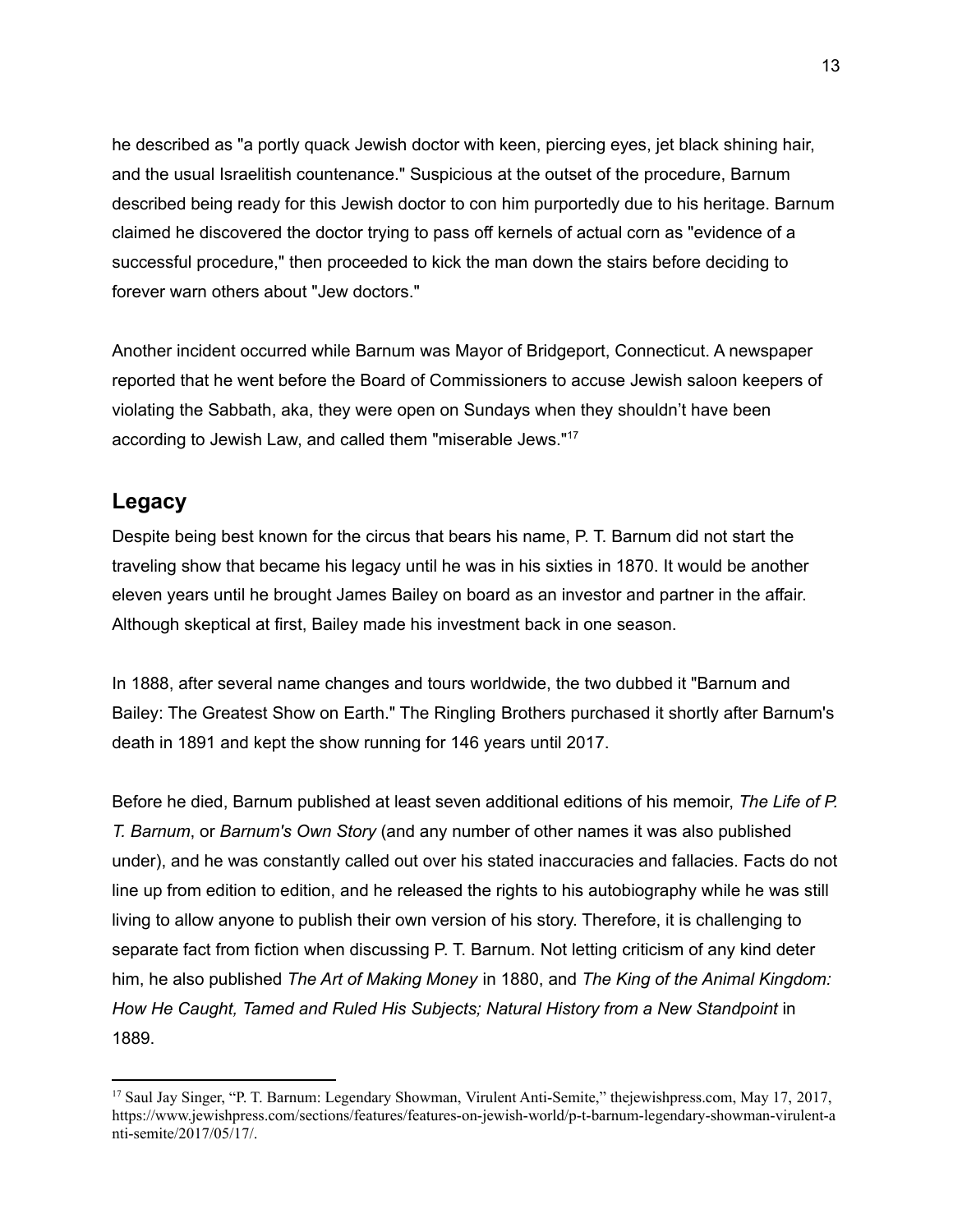he described as "a portly quack Jewish doctor with keen, piercing eyes, jet black shining hair, and the usual Israelitish countenance." Suspicious at the outset of the procedure, Barnum described being ready for this Jewish doctor to con him purportedly due to his heritage. Barnum claimed he discovered the doctor trying to pass off kernels of actual corn as "evidence of a successful procedure," then proceeded to kick the man down the stairs before deciding to forever warn others about "Jew doctors."

Another incident occurred while Barnum was Mayor of Bridgeport, Connecticut. A newspaper reported that he went before the Board of Commissioners to accuse Jewish saloon keepers of violating the Sabbath, aka, they were open on Sundays when they shouldn't have been according to Jewish Law, and called them "miserable Jews."[17]

## Legacy

Despite being best known for the circus that bears his name, P. T. Barnum did not start the traveling show that became his legacy until he was in his sixties in 1870. It would be another eleven years until he brought James Bailey on board as an investor and partner in the affair. Although skeptical at first, Bailey made his investment back in one season.

In 1888, after several name changes and tours worldwide, the two dubbed it "Barnum and Bailey: The Greatest Show on Earth." The Ringling Brothers purchased it shortly after Barnum's death in 1891 and kept the show running for 146 years until 2017.

Before he died, Barnum published at least seven additional editions of his memoir, *The Life of P. T. Barnum*, or *Barnum's Own Story* (and any number of other names it was also published under), and he was constantly called out over his stated inaccuracies and fallacies. Facts do not line up from edition to edition, and he released the rights to his autobiography while he was still living to allow anyone to publish their own version of his story. Therefore, it is challenging to separate fact from fiction when discussing P. T. Barnum. Not letting criticism of any kind deter him, he also published *The Art of Making Money* in 1880, and *The King of the Animal Kingdom: How He Caught, Tamed and Ruled His Subjects; Natural History from a New Standpoint* in 1889.

---

[17] Saul Jay Singer, "P. T. Barnum: Legendary Showman, Virulent Anti-Semite," thejewishpress.com, May 17, 2017, https://www.jewishpress.com/sections/features/features-on-jewish-world/p-t-barnum-legendary-showman-virulent-anti-semite/2017/05/17/.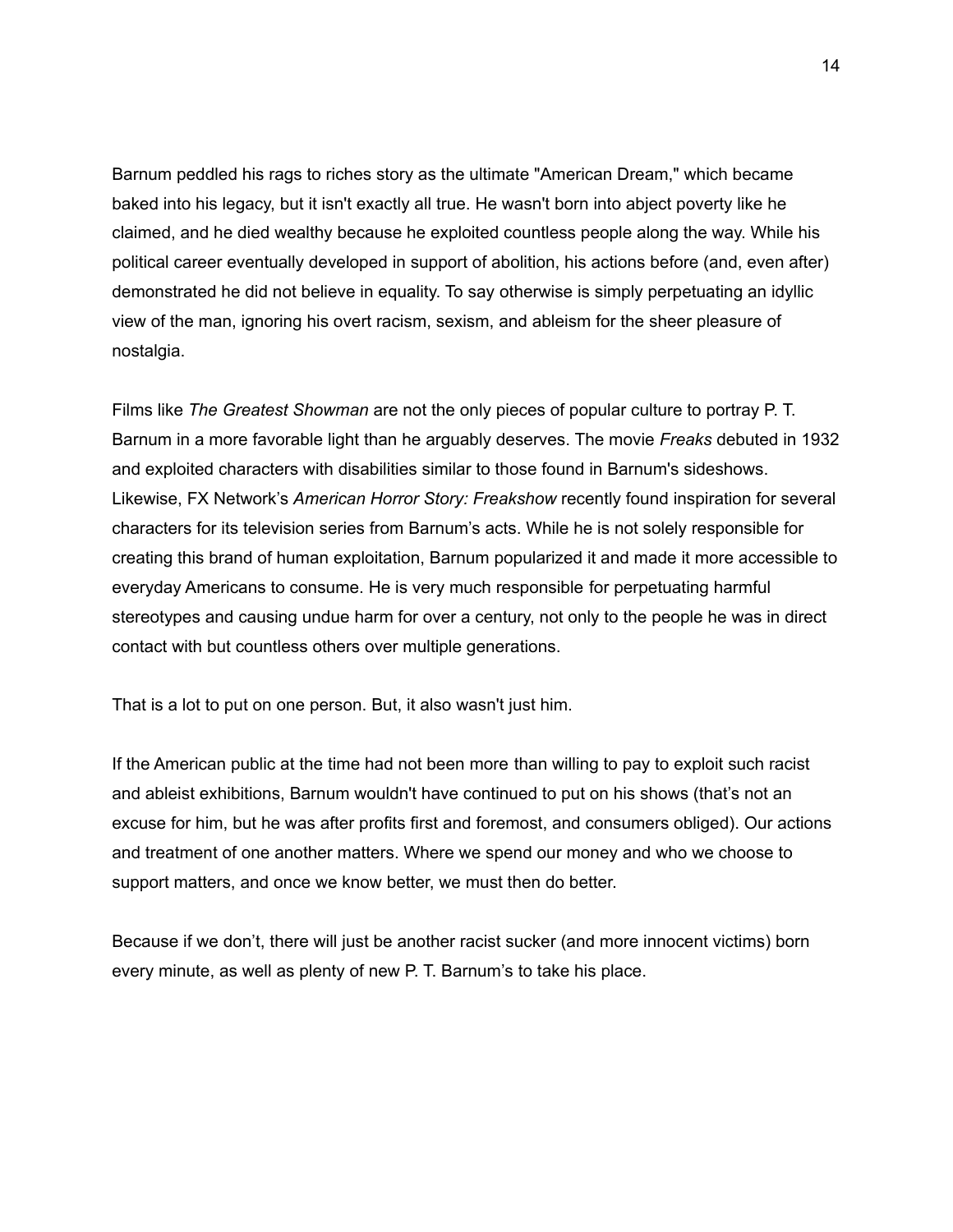Barnum peddled his rags to riches story as the ultimate "American Dream," which became baked into his legacy, but it isn't exactly all true. He wasn't born into abject poverty like he claimed, and he died wealthy because he exploited countless people along the way. While his political career eventually developed in support of abolition, his actions before (and, even after) demonstrated he did not believe in equality. To say otherwise is simply perpetuating an idyllic view of the man, ignoring his overt racism, sexism, and ableism for the sheer pleasure of nostalgia.

Films like *The Greatest Showman* are not the only pieces of popular culture to portray P. T. Barnum in a more favorable light than he arguably deserves. The movie *Freaks* debuted in 1932 and exploited characters with disabilities similar to those found in Barnum's sideshows. Likewise, FX Network's *American Horror Story: Freakshow* recently found inspiration for several characters for its television series from Barnum's acts. While he is not solely responsible for creating this brand of human exploitation, Barnum popularized it and made it more accessible to everyday Americans to consume. He is very much responsible for perpetuating harmful stereotypes and causing undue harm for over a century, not only to the people he was in direct contact with but countless others over multiple generations.

That is a lot to put on one person. But, it also wasn't just him.

If the American public at the time had not been more than willing to pay to exploit such racist and ableist exhibitions, Barnum wouldn't have continued to put on his shows (that's not an excuse for him, but he was after profits first and foremost, and consumers obliged). Our actions and treatment of one another matters. Where we spend our money and who we choose to support matters, and once we know better, we must then do better.

Because if we don't, there will just be another racist sucker (and more innocent victims) born every minute, as well as plenty of new P. T. Barnum's to take his place.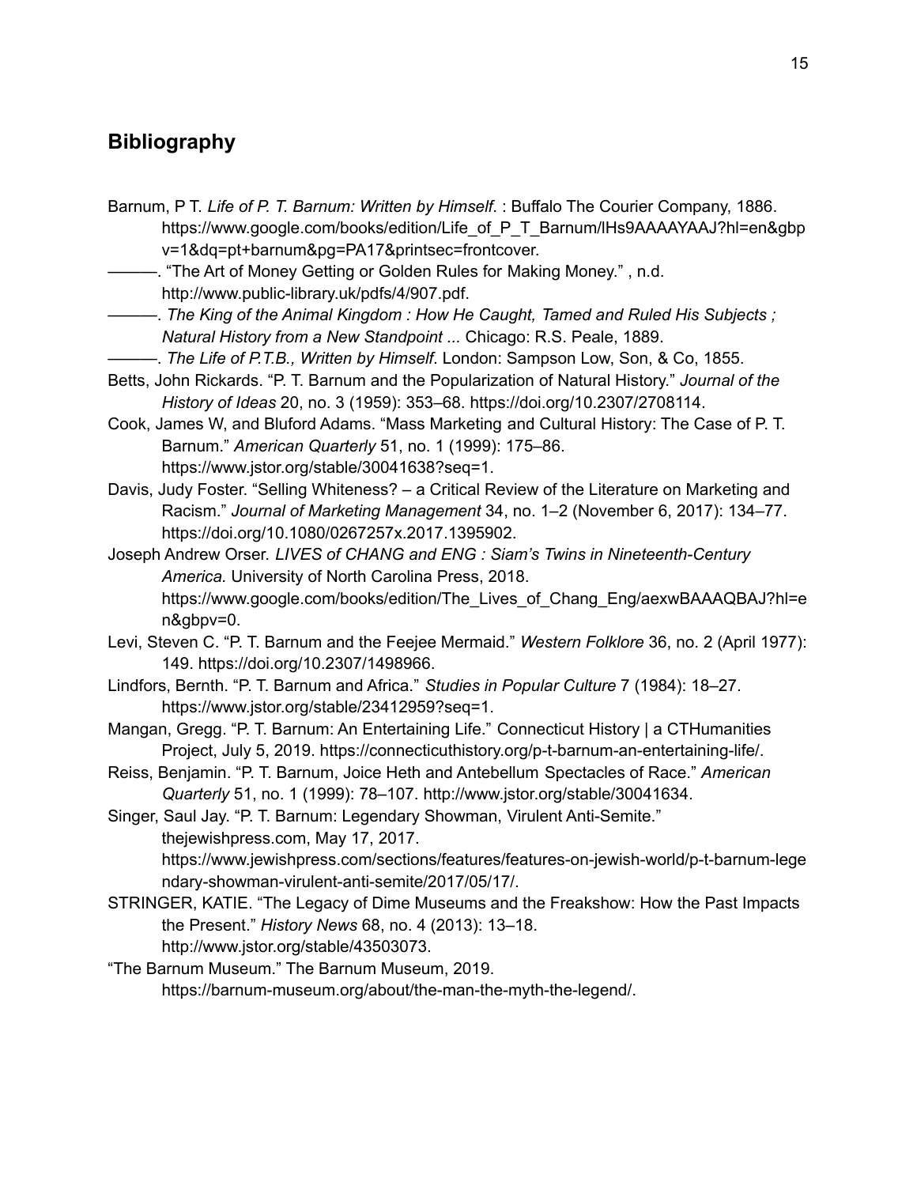## Bibliography

Barnum, P T. *Life of P. T. Barnum: Written by Himself*. : Buffalo The Courier Company, 1886. https://www.google.com/books/edition/Life_of_P_T_Barnum/lHs9AAAAYAAJ?hl=en&gbpv=1&dq=pt+barnum&pg=PA17&printsec=frontcover.

———. "The Art of Money Getting or Golden Rules for Making Money." , n.d. http://www.public-library.uk/pdfs/4/907.pdf.

———. *The King of the Animal Kingdom : How He Caught, Tamed and Ruled His Subjects ; Natural History from a New Standpoint ...* Chicago: R.S. Peale, 1889.

———. *The Life of P.T.B., Written by Himself*. London: Sampson Low, Son, & Co, 1855.

Betts, John Rickards. "P. T. Barnum and the Popularization of Natural History." *Journal of the History of Ideas* 20, no. 3 (1959): 353–68. https://doi.org/10.2307/2708114.

Cook, James W, and Bluford Adams. "Mass Marketing and Cultural History: The Case of P. T. Barnum." *American Quarterly* 51, no. 1 (1999): 175–86. https://www.jstor.org/stable/30041638?seq=1.

Davis, Judy Foster. "Selling Whiteness? – a Critical Review of the Literature on Marketing and Racism." *Journal of Marketing Management* 34, no. 1–2 (November 6, 2017): 134–77. https://doi.org/10.1080/0267257x.2017.1395902.

Joseph Andrew Orser. *LIVES of CHANG and ENG : Siam's Twins in Nineteenth-Century America.* University of North Carolina Press, 2018. https://www.google.com/books/edition/The_Lives_of_Chang_Eng/aexwBAAAQBAJ?hl=en&gbpv=0.

Levi, Steven C. "P. T. Barnum and the Feejee Mermaid." *Western Folklore* 36, no. 2 (April 1977): 149. https://doi.org/10.2307/1498966.

Lindfors, Bernth. "P. T. Barnum and Africa." *Studies in Popular Culture* 7 (1984): 18–27. https://www.jstor.org/stable/23412959?seq=1.

Mangan, Gregg. "P. T. Barnum: An Entertaining Life." Connecticut History | a CTHumanities Project, July 5, 2019. https://connecticuthistory.org/p-t-barnum-an-entertaining-life/.

Reiss, Benjamin. "P. T. Barnum, Joice Heth and Antebellum Spectacles of Race." *American Quarterly* 51, no. 1 (1999): 78–107. http://www.jstor.org/stable/30041634.

Singer, Saul Jay. "P. T. Barnum: Legendary Showman, Virulent Anti-Semite." thejewishpress.com, May 17, 2017. https://www.jewishpress.com/sections/features/features-on-jewish-world/p-t-barnum-legendary-showman-virulent-anti-semite/2017/05/17/.

STRINGER, KATIE. "The Legacy of Dime Museums and the Freakshow: How the Past Impacts the Present." *History News* 68, no. 4 (2013): 13–18. http://www.jstor.org/stable/43503073.

"The Barnum Museum." The Barnum Museum, 2019. https://barnum-museum.org/about/the-man-the-myth-the-legend/.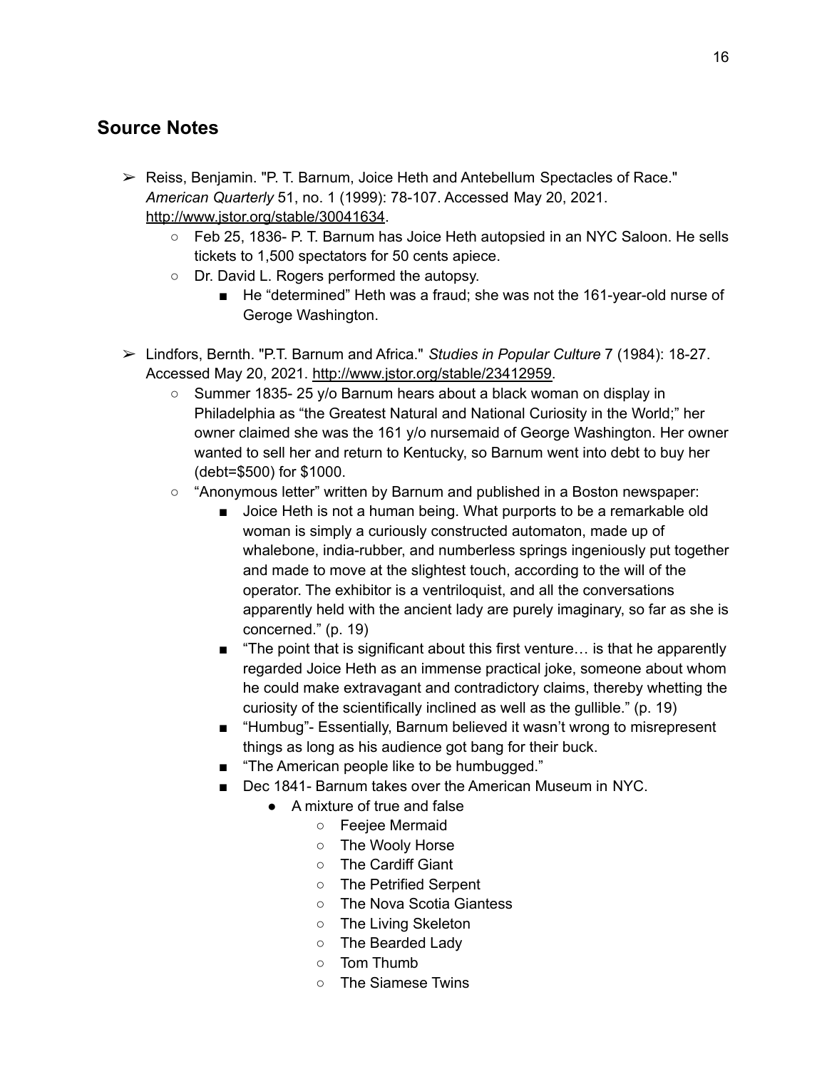## Source Notes

- Reiss, Benjamin. "P. T. Barnum, Joice Heth and Antebellum Spectacles of Race." *American Quarterly* 51, no. 1 (1999): 78-107. Accessed May 20, 2021. http://www.jstor.org/stable/30041634.
    - Feb 25, 1836- P. T. Barnum has Joice Heth autopsied in an NYC Saloon. He sells tickets to 1,500 spectators for 50 cents apiece.
    - Dr. David L. Rogers performed the autopsy.
        - He "determined" Heth was a fraud; she was not the 161-year-old nurse of Geroge Washington.
- Lindfors, Bernth. "P.T. Barnum and Africa." *Studies in Popular Culture* 7 (1984): 18-27. Accessed May 20, 2021. http://www.jstor.org/stable/23412959.
    - Summer 1835- 25 y/o Barnum hears about a black woman on display in Philadelphia as "the Greatest Natural and National Curiosity in the World;" her owner claimed she was the 161 y/o nursemaid of George Washington. Her owner wanted to sell her and return to Kentucky, so Barnum went into debt to buy her (debt=$500) for $1000.
    - "Anonymous letter" written by Barnum and published in a Boston newspaper:
        - Joice Heth is not a human being. What purports to be a remarkable old woman is simply a curiously constructed automaton, made up of whalebone, india-rubber, and numberless springs ingeniously put together and made to move at the slightest touch, according to the will of the operator. The exhibitor is a ventriloquist, and all the conversations apparently held with the ancient lady are purely imaginary, so far as she is concerned." (p. 19)
        - "The point that is significant about this first venture… is that he apparently regarded Joice Heth as an immense practical joke, someone about whom he could make extravagant and contradictory claims, thereby whetting the curiosity of the scientifically inclined as well as the gullible." (p. 19)
        - "Humbug"- Essentially, Barnum believed it wasn't wrong to misrepresent things as long as his audience got bang for their buck.
        - "The American people like to be humbugged."
        - Dec 1841- Barnum takes over the American Museum in NYC.
            - A mixture of true and false
                - Feejee Mermaid
                - The Wooly Horse
                - The Cardiff Giant
                - The Petrified Serpent
                - The Nova Scotia Giantess
                - The Living Skeleton
                - The Bearded Lady
                - Tom Thumb
                - The Siamese Twins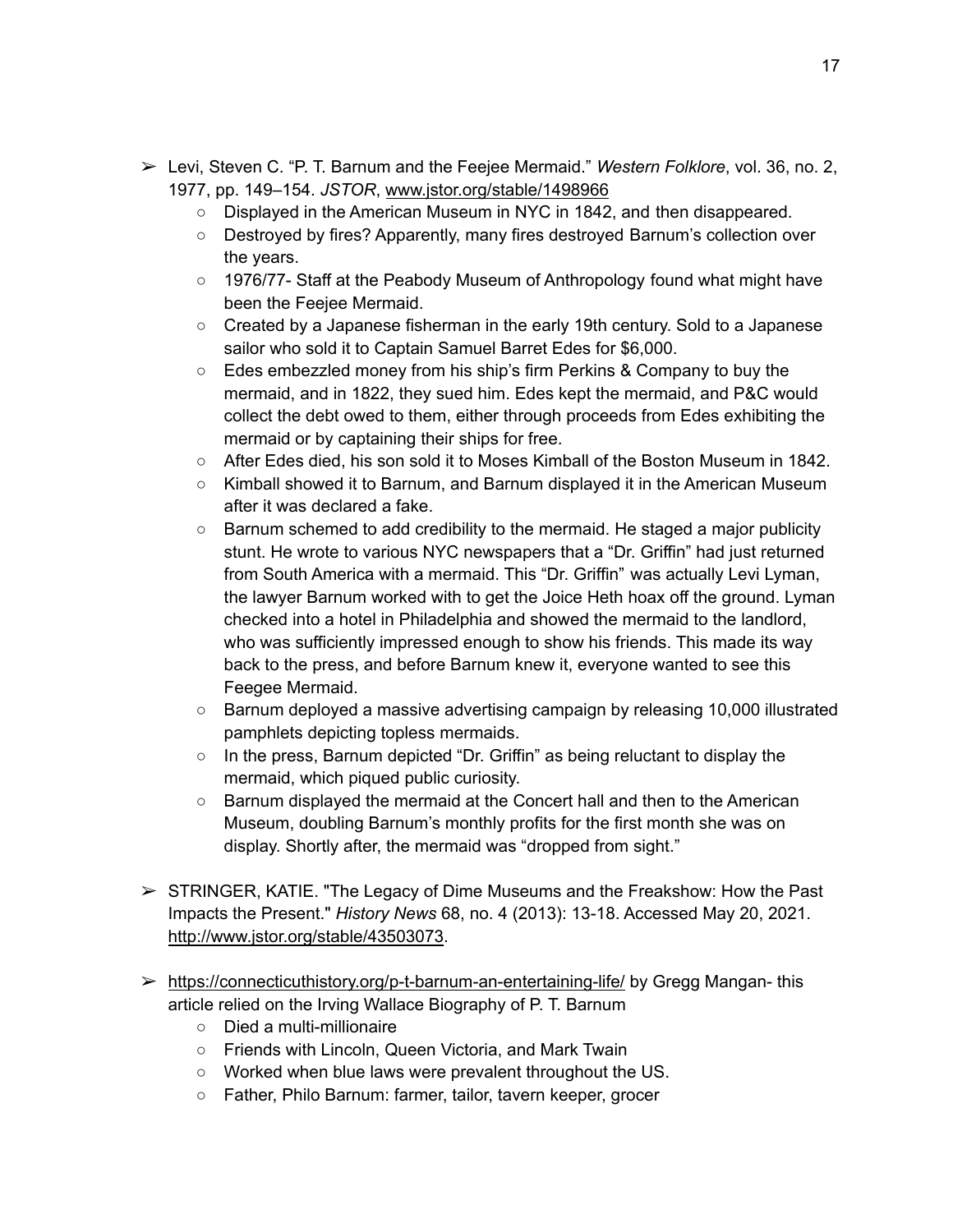- Levi, Steven C. "P. T. Barnum and the Feejee Mermaid." *Western Folklore*, vol. 36, no. 2, 1977, pp. 149–154. *JSTOR*, www.jstor.org/stable/1498966
  - Displayed in the American Museum in NYC in 1842, and then disappeared.
  - Destroyed by fires? Apparently, many fires destroyed Barnum's collection over the years.
  - 1976/77- Staff at the Peabody Museum of Anthropology found what might have been the Feejee Mermaid.
  - Created by a Japanese fisherman in the early 19th century. Sold to a Japanese sailor who sold it to Captain Samuel Barret Edes for $6,000.
  - Edes embezzled money from his ship's firm Perkins & Company to buy the mermaid, and in 1822, they sued him. Edes kept the mermaid, and P&C would collect the debt owed to them, either through proceeds from Edes exhibiting the mermaid or by captaining their ships for free.
  - After Edes died, his son sold it to Moses Kimball of the Boston Museum in 1842.
  - Kimball showed it to Barnum, and Barnum displayed it in the American Museum after it was declared a fake.
  - Barnum schemed to add credibility to the mermaid. He staged a major publicity stunt. He wrote to various NYC newspapers that a "Dr. Griffin" had just returned from South America with a mermaid. This "Dr. Griffin" was actually Levi Lyman, the lawyer Barnum worked with to get the Joice Heth hoax off the ground. Lyman checked into a hotel in Philadelphia and showed the mermaid to the landlord, who was sufficiently impressed enough to show his friends. This made its way back to the press, and before Barnum knew it, everyone wanted to see this Feegee Mermaid.
  - Barnum deployed a massive advertising campaign by releasing 10,000 illustrated pamphlets depicting topless mermaids.
  - In the press, Barnum depicted "Dr. Griffin" as being reluctant to display the mermaid, which piqued public curiosity.
  - Barnum displayed the mermaid at the Concert hall and then to the American Museum, doubling Barnum's monthly profits for the first month she was on display. Shortly after, the mermaid was "dropped from sight."
- STRINGER, KATIE. "The Legacy of Dime Museums and the Freakshow: How the Past Impacts the Present." *History News* 68, no. 4 (2013): 13-18. Accessed May 20, 2021. http://www.jstor.org/stable/43503073.
- https://connecticuthistory.org/p-t-barnum-an-entertaining-life/ by Gregg Mangan- this article relied on the Irving Wallace Biography of P. T. Barnum
  - Died a multi-millionaire
  - Friends with Lincoln, Queen Victoria, and Mark Twain
  - Worked when blue laws were prevalent throughout the US.
  - Father, Philo Barnum: farmer, tailor, tavern keeper, grocer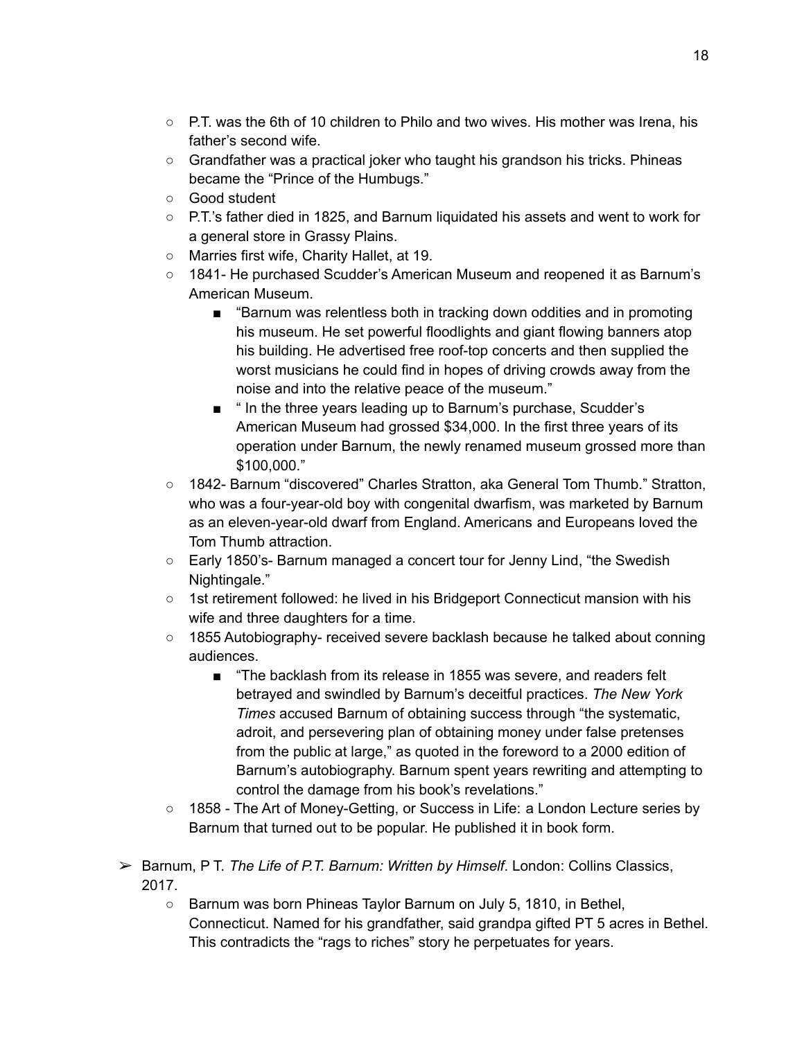- P.T. was the 6th of 10 children to Philo and two wives. His mother was Irena, his father's second wife.
- Grandfather was a practical joker who taught his grandson his tricks. Phineas became the "Prince of the Humbugs."
- Good student
- P.T.'s father died in 1825, and Barnum liquidated his assets and went to work for a general store in Grassy Plains.
- Marries first wife, Charity Hallet, at 19.
- 1841- He purchased Scudder's American Museum and reopened it as Barnum's American Museum.
  - "Barnum was relentless both in tracking down oddities and in promoting his museum. He set powerful floodlights and giant flowing banners atop his building. He advertised free roof-top concerts and then supplied the worst musicians he could find in hopes of driving crowds away from the noise and into the relative peace of the museum."
  - " In the three years leading up to Barnum's purchase, Scudder's American Museum had grossed $34,000. In the first three years of its operation under Barnum, the newly renamed museum grossed more than $100,000."
- 1842- Barnum "discovered" Charles Stratton, aka General Tom Thumb." Stratton, who was a four-year-old boy with congenital dwarfism, was marketed by Barnum as an eleven-year-old dwarf from England. Americans and Europeans loved the Tom Thumb attraction.
- Early 1850's- Barnum managed a concert tour for Jenny Lind, "the Swedish Nightingale."
- 1st retirement followed: he lived in his Bridgeport Connecticut mansion with his wife and three daughters for a time.
- 1855 Autobiography- received severe backlash because he talked about conning audiences.
  - "The backlash from its release in 1855 was severe, and readers felt betrayed and swindled by Barnum's deceitful practices. *The New York Times* accused Barnum of obtaining success through "the systematic, adroit, and persevering plan of obtaining money under false pretenses from the public at large," as quoted in the foreword to a 2000 edition of Barnum's autobiography. Barnum spent years rewriting and attempting to control the damage from his book's revelations."
- 1858 - The Art of Money-Getting, or Success in Life: a London Lecture series by Barnum that turned out to be popular. He published it in book form.

➢ Barnum, P T. *The Life of P.T. Barnum: Written by Himself*. London: Collins Classics, 2017.
  - Barnum was born Phineas Taylor Barnum on July 5, 1810, in Bethel, Connecticut. Named for his grandfather, said grandpa gifted PT 5 acres in Bethel. This contradicts the "rags to riches" story he perpetuates for years.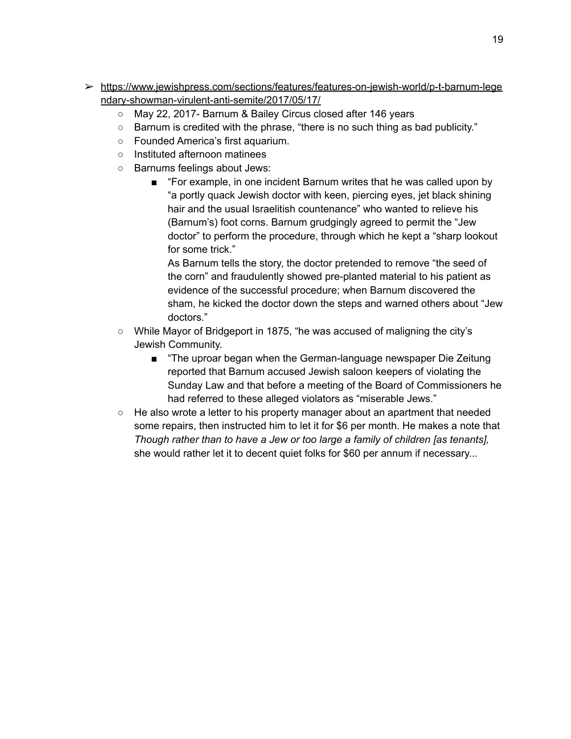- [https://www.jewishpress.com/sections/features/features-on-jewish-world/p-t-barnum-legendary-showman-virulent-anti-semite/2017/05/17/](https://www.jewishpress.com/sections/features/features-on-jewish-world/p-t-barnum-legendary-showman-virulent-anti-semite/2017/05/17/)
  - May 22, 2017- Barnum & Bailey Circus closed after 146 years
  - Barnum is credited with the phrase, "there is no such thing as bad publicity."
  - Founded America's first aquarium.
  - Instituted afternoon matinees
  - Barnums feelings about Jews:
    - "For example, in one incident Barnum writes that he was called upon by "a portly quack Jewish doctor with keen, piercing eyes, jet black shining hair and the usual Israelitish countenance" who wanted to relieve his (Barnum's) foot corns. Barnum grudgingly agreed to permit the "Jew doctor" to perform the procedure, through which he kept a "sharp lookout for some trick."

      As Barnum tells the story, the doctor pretended to remove "the seed of the corn" and fraudulently showed pre-planted material to his patient as evidence of the successful procedure; when Barnum discovered the sham, he kicked the doctor down the steps and warned others about "Jew doctors."
  - While Mayor of Bridgeport in 1875, "he was accused of maligning the city's Jewish Community.
    - "The uproar began when the German-language newspaper Die Zeitung reported that Barnum accused Jewish saloon keepers of violating the Sunday Law and that before a meeting of the Board of Commissioners he had referred to these alleged violators as "miserable Jews."
  - He also wrote a letter to his property manager about an apartment that needed some repairs, then instructed him to let it for $6 per month. He makes a note that *Though rather than to have a Jew or too large a family of children [as tenants],* she would rather let it to decent quiet folks for $60 per annum if necessary...